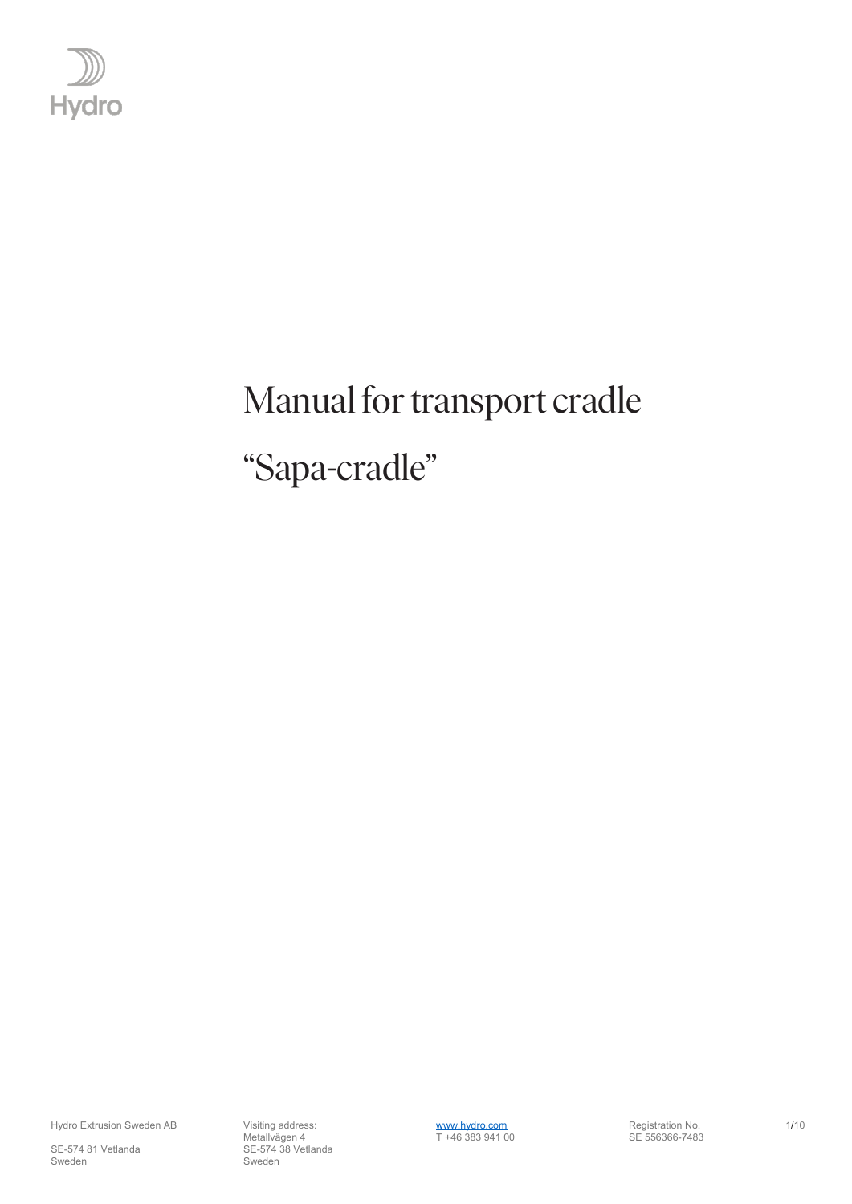# Manual for transport cradle

# "Sapa-cradle"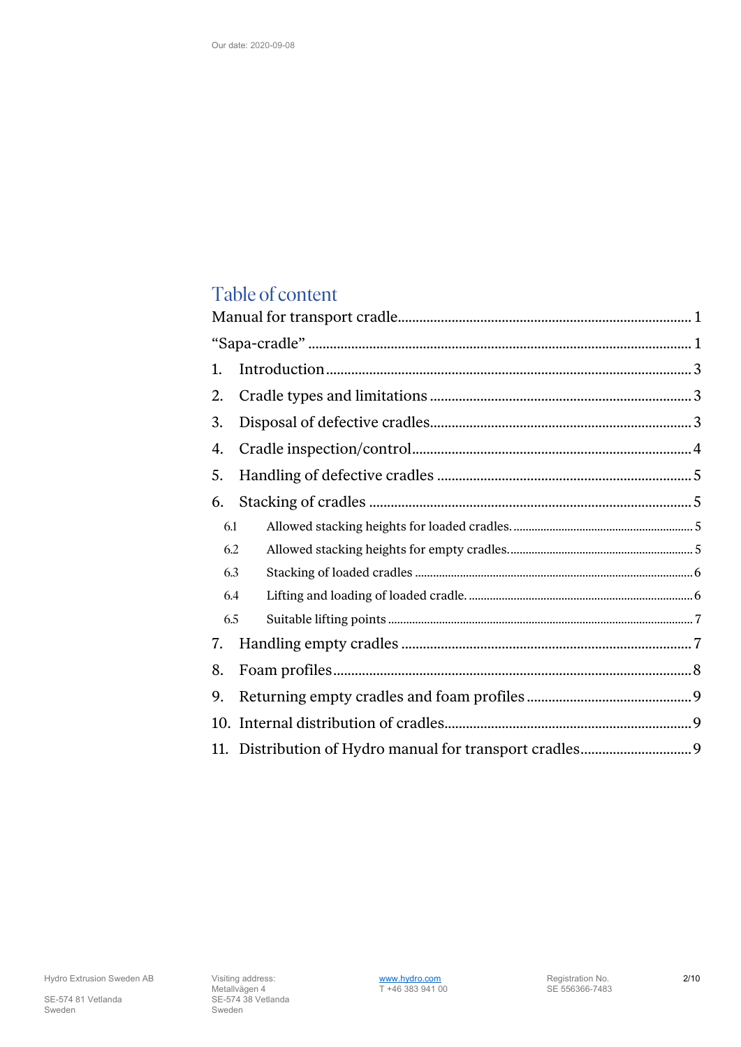Our date: 2020-09-08

# Table of content

Manual for transport cradle ........................................................................ 1

“Sapa-cradle” .................................................................................................. 1

1. Introduction ................................................................................................ 3
2. Cradle types and limitations ........................................................................ 3
3. Disposal of defective cradles ....................................................................... 3
4. Cradle inspection/control ............................................................................ 4
5. Handling of defective cradles ....................................................................... 5
6. Stacking of cradles ....................................................................................... 5
   - 6.1 Allowed stacking heights for loaded cradles. ........................................ 5
   - 6.2 Allowed stacking heights for empty cradles. .......................................... 5
   - 6.3 Stacking of loaded cradles .................................................................... 6
   - 6.4 Lifting and loading of loaded cradle. ..................................................... 6
   - 6.5 Suitable lifting points ............................................................................ 7
7. Handling empty cradles ............................................................................... 7
8. Foam profiles ............................................................................................... 8
9. Returning empty cradles and foam profiles ................................................ 9
10. Internal distribution of cradles .................................................................. 9
11. Distribution of Hydro manual for transport cradles ................................... 9

Hydro Extrusion Sweden AB

SE-574 81 Vetlanda
Sweden

Visiting address:
Metallvägen 4
SE-574 38 Vetlanda
Sweden

www.hydro.com
T +46 383 941 00

Registration No.
SE 556366-7483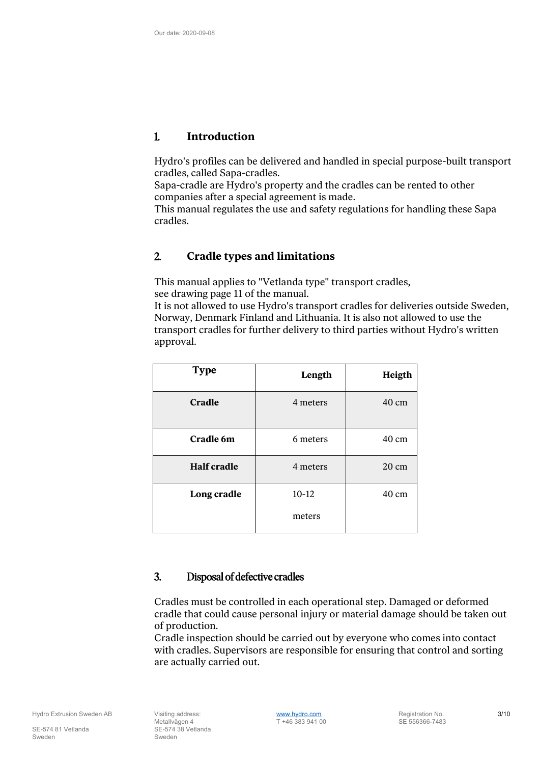## 1. Introduction

Hydro's profiles can be delivered and handled in special purpose-built transport cradles, called Sapa-cradles.
Sapa-cradle are Hydro's property and the cradles can be rented to other companies after a special agreement is made.
This manual regulates the use and safety regulations for handling these Sapa cradles.

## 2. Cradle types and limitations

This manual applies to "Vetlanda type" transport cradles,
see drawing page 11 of the manual.
It is not allowed to use Hydro's transport cradles for deliveries outside Sweden, Norway, Denmark Finland and Lithuania. It is also not allowed to use the transport cradles for further delivery to third parties without Hydro's written approval.

| Type | Length | Heigth |
|---|---|---|
| **Cradle** | 4 meters | 40 cm |
| **Cradle 6m** | 6 meters | 40 cm |
| **Half cradle** | 4 meters | 20 cm |
| **Long cradle** | 10-12 meters | 40 cm |

## 3. Disposal of defective cradles

Cradles must be controlled in each operational step. Damaged or deformed cradle that could cause personal injury or material damage should be taken out of production.
Cradle inspection should be carried out by everyone who comes into contact with cradles. Supervisors are responsible for ensuring that control and sorting are actually carried out.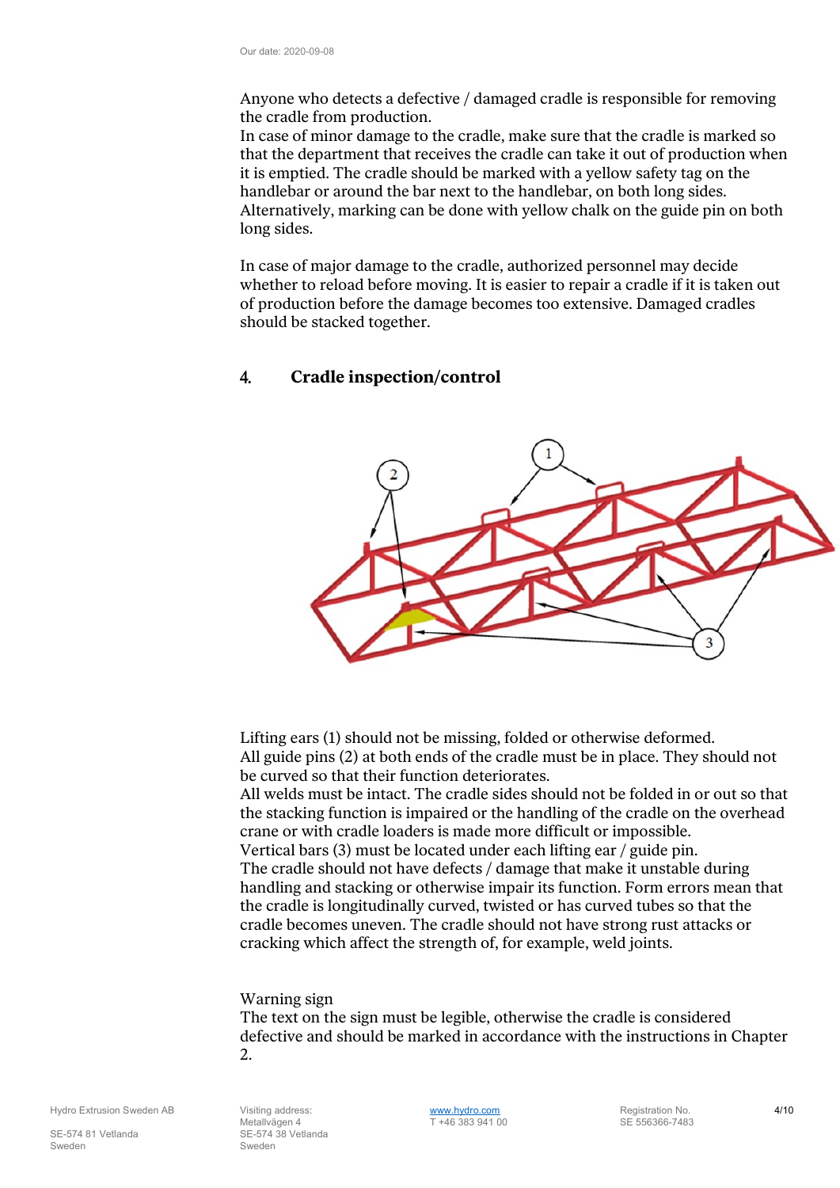Anyone who detects a defective / damaged cradle is responsible for removing the cradle from production.
In case of minor damage to the cradle, make sure that the cradle is marked so that the department that receives the cradle can take it out of production when it is emptied. The cradle should be marked with a yellow safety tag on the handlebar or around the bar next to the handlebar, on both long sides. Alternatively, marking can be done with yellow chalk on the guide pin on both long sides.

In case of major damage to the cradle, authorized personnel may decide whether to reload before moving. It is easier to repair a cradle if it is taken out of production before the damage becomes too extensive. Damaged cradles should be stacked together.

## 4. Cradle inspection/control

Lifting ears (1) should not be missing, folded or otherwise deformed.
All guide pins (2) at both ends of the cradle must be in place. They should not be curved so that their function deteriorates.
All welds must be intact. The cradle sides should not be folded in or out so that the stacking function is impaired or the handling of the cradle on the overhead crane or with cradle loaders is made more difficult or impossible.
Vertical bars (3) must be located under each lifting ear / guide pin.
The cradle should not have defects / damage that make it unstable during handling and stacking or otherwise impair its function. Form errors mean that the cradle is longitudinally curved, twisted or has curved tubes so that the cradle becomes uneven. The cradle should not have strong rust attacks or cracking which affect the strength of, for example, weld joints.

Warning sign
The text on the sign must be legible, otherwise the cradle is considered defective and should be marked in accordance with the instructions in Chapter 2.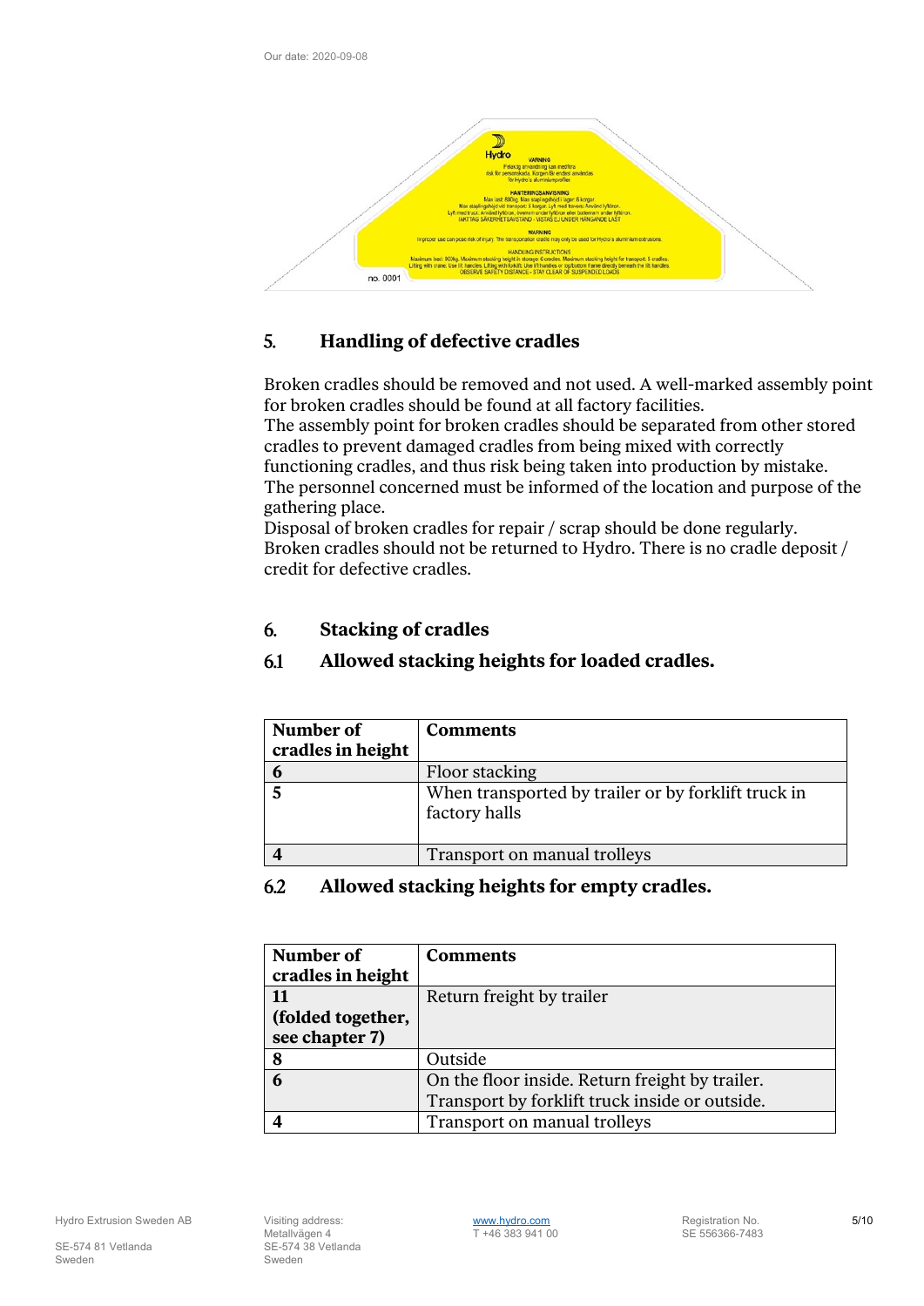Our date: 2020-09-08

Hydro

VARNING
Felaktig användning kan medföra risk för personskada. Korgen får endast användas för Hydro's aluminiumprofiler.

HANTERINGSANVISNING
Max last: 800kg. Max staplingshöjd i lager: 6 korgar.
Max staplingshöjd vid transport: 5 korgar. Lyft med traverse: Använd lyftöron.
Lyft med truck: Använd lyftöron, övemm under lyftöron eller bottenram under lyftöron.
IAKTTAG SÄKERHETSAVSTÅND - VISTAS EJ UNDER HÄNGANDE LAST

WARNING
Improper use can pose risk of injury. The transportation cradle may only be used for Hydro's aluminium extrusions.

HANDLING INSTRUCTIONS
Maximum load: 800kg. Maximum stacking height in storage: 6 cradles. Maximum stacking height for transport: 5 cradles.
Lifting with crane: Use lift handles. Lifting with forklift: Use lift handles or top/bottom frame directly beneath the lift handles.
OBSERVE SAFETY DISTANCE - STAY CLEAR OF SUSPENDED LOADS

no. 0001

## 5. Handling of defective cradles

Broken cradles should be removed and not used. A well-marked assembly point for broken cradles should be found at all factory facilities.
The assembly point for broken cradles should be separated from other stored cradles to prevent damaged cradles from being mixed with correctly functioning cradles, and thus risk being taken into production by mistake.
The personnel concerned must be informed of the location and purpose of the gathering place.
Disposal of broken cradles for repair / scrap should be done regularly.
Broken cradles should not be returned to Hydro. There is no cradle deposit / credit for defective cradles.

## 6. Stacking of cradles

### 6.1 Allowed stacking heights for loaded cradles.

| Number of cradles in height | Comments |
|---|---|
| **6** | Floor stacking |
| **5** | When transported by trailer or by forklift truck in factory halls |
| **4** | Transport on manual trolleys |

### 6.2 Allowed stacking heights for empty cradles.

| Number of cradles in height | Comments |
|---|---|
| **11 (folded together, see chapter 7)** | Return freight by trailer |
| **8** | Outside |
| **6** | On the floor inside. Return freight by trailer. Transport by forklift truck inside or outside. |
| **4** | Transport on manual trolleys |

Hydro Extrusion Sweden AB
SE-574 81 Vetlanda
Sweden

Visiting address:
Metallvägen 4
SE-574 38 Vetlanda
Sweden

www.hydro.com
T +46 383 941 00

Registration No.
SE 556366-7483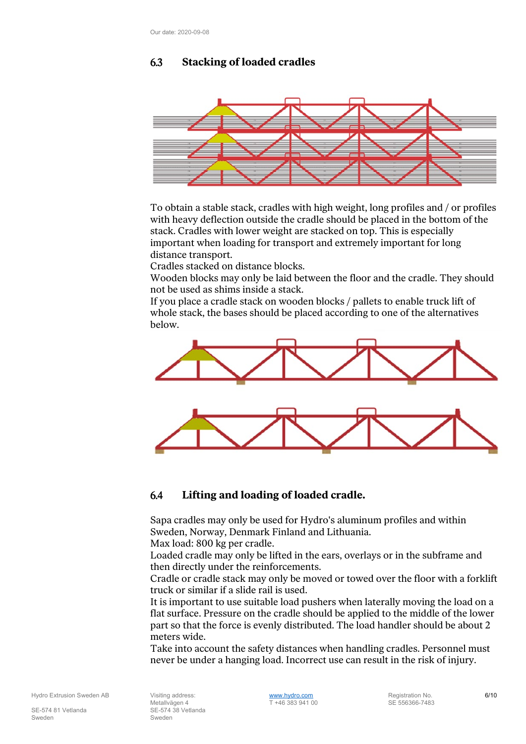## 6.3 Stacking of loaded cradles

To obtain a stable stack, cradles with high weight, long profiles and / or profiles with heavy deflection outside the cradle should be placed in the bottom of the stack. Cradles with lower weight are stacked on top. This is especially important when loading for transport and extremely important for long distance transport.
Cradles stacked on distance blocks.
Wooden blocks may only be laid between the floor and the cradle. They should not be used as shims inside a stack.
If you place a cradle stack on wooden blocks / pallets to enable truck lift of whole stack, the bases should be placed according to one of the alternatives below.

## 6.4 Lifting and loading of loaded cradle.

Sapa cradles may only be used for Hydro's aluminum profiles and within Sweden, Norway, Denmark Finland and Lithuania.
Max load: 800 kg per cradle.
Loaded cradle may only be lifted in the ears, overlays or in the subframe and then directly under the reinforcements.
Cradle or cradle stack may only be moved or towed over the floor with a forklift truck or similar if a slide rail is used.
It is important to use suitable load pushers when laterally moving the load on a flat surface. Pressure on the cradle should be applied to the middle of the lower part so that the force is evenly distributed. The load handler should be about 2 meters wide.
Take into account the safety distances when handling cradles. Personnel must never be under a hanging load. Incorrect use can result in the risk of injury.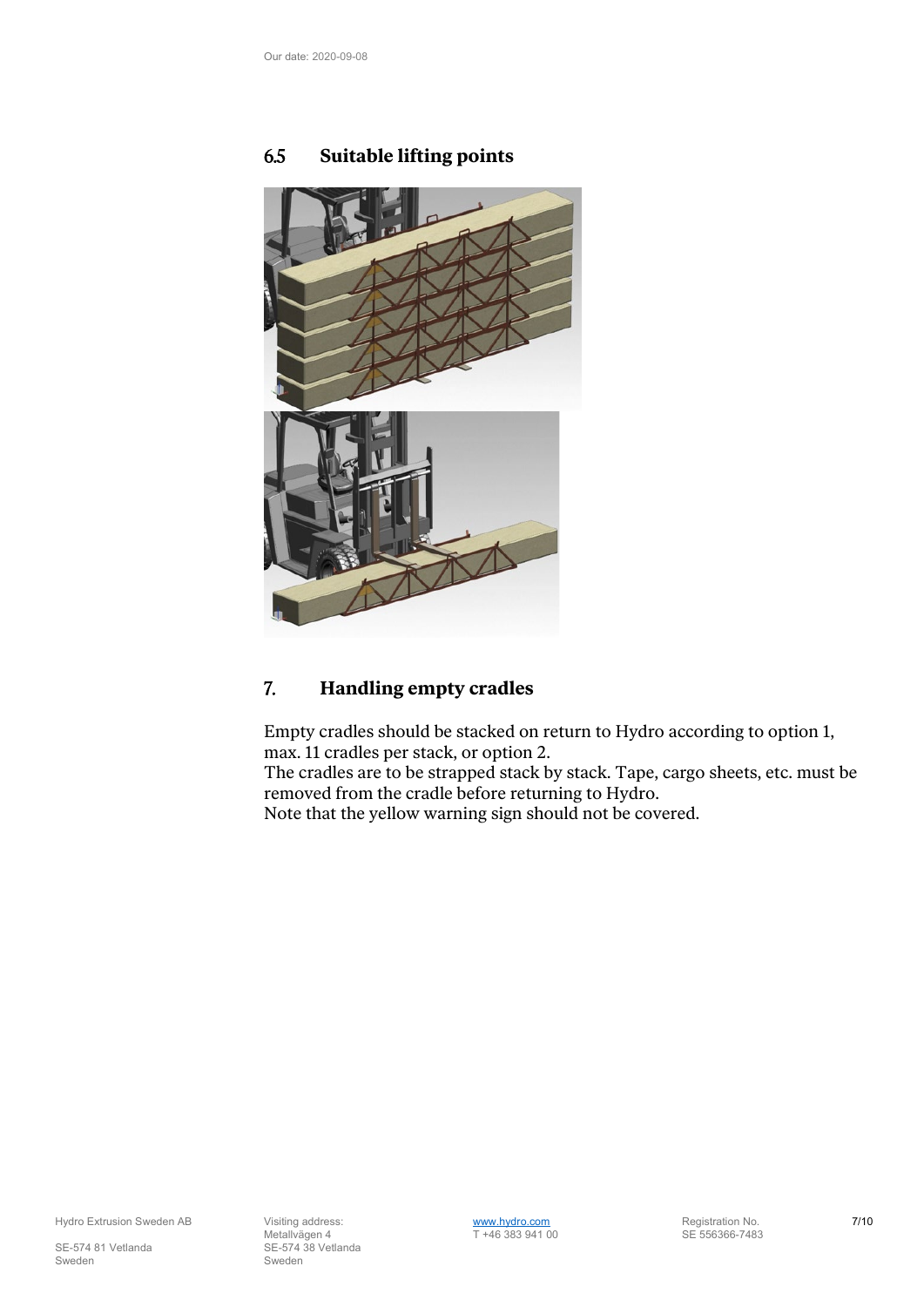## 6.5 Suitable lifting points

## 7. Handling empty cradles

Empty cradles should be stacked on return to Hydro according to option 1, max. 11 cradles per stack, or option 2.
The cradles are to be strapped stack by stack. Tape, cargo sheets, etc. must be removed from the cradle before returning to Hydro.
Note that the yellow warning sign should not be covered.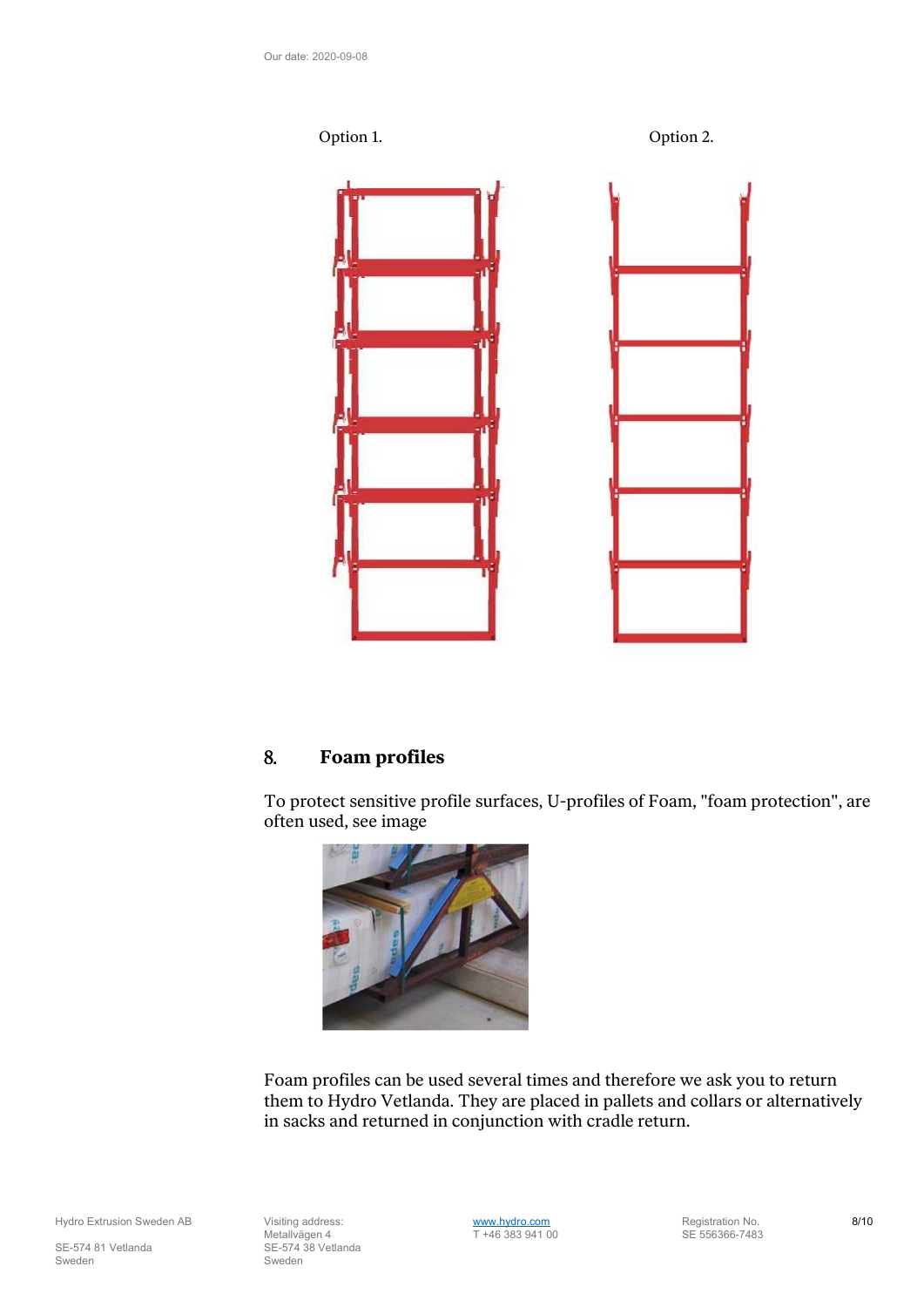Option 1.

Option 2.

## 8. Foam profiles

To protect sensitive profile surfaces, U-profiles of Foam, "foam protection", are often used, see image

Foam profiles can be used several times and therefore we ask you to return them to Hydro Vetlanda. They are placed in pallets and collars or alternatively in sacks and returned in conjunction with cradle return.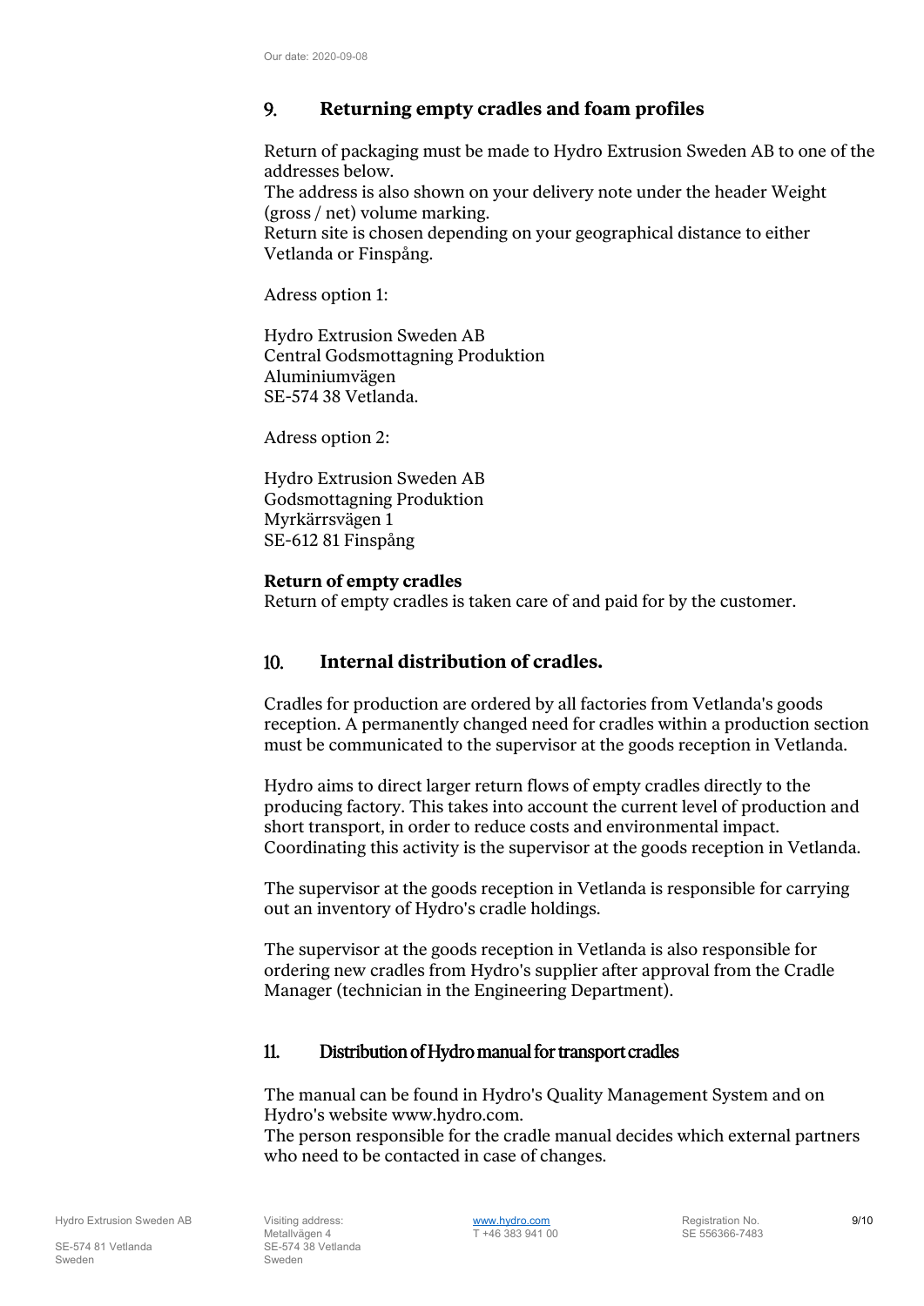## 9. Returning empty cradles and foam profiles

Return of packaging must be made to Hydro Extrusion Sweden AB to one of the addresses below.
The address is also shown on your delivery note under the header Weight (gross / net) volume marking.
Return site is chosen depending on your geographical distance to either Vetlanda or Finspång.

Adress option 1:

Hydro Extrusion Sweden AB
Central Godsmottagning Produktion
Aluminiumvägen
SE-574 38 Vetlanda.

Adress option 2:

Hydro Extrusion Sweden AB
Godsmottagning Produktion
Myrkärrsvägen 1
SE-612 81 Finspång

**Return of empty cradles**
Return of empty cradles is taken care of and paid for by the customer.

## 10. Internal distribution of cradles.

Cradles for production are ordered by all factories from Vetlanda's goods reception. A permanently changed need for cradles within a production section must be communicated to the supervisor at the goods reception in Vetlanda.

Hydro aims to direct larger return flows of empty cradles directly to the producing factory. This takes into account the current level of production and short transport, in order to reduce costs and environmental impact. Coordinating this activity is the supervisor at the goods reception in Vetlanda.

The supervisor at the goods reception in Vetlanda is responsible for carrying out an inventory of Hydro's cradle holdings.

The supervisor at the goods reception in Vetlanda is also responsible for ordering new cradles from Hydro's supplier after approval from the Cradle Manager (technician in the Engineering Department).

## 11. Distribution of Hydro manual for transport cradles

The manual can be found in Hydro's Quality Management System and on Hydro's website www.hydro.com.
The person responsible for the cradle manual decides which external partners who need to be contacted in case of changes.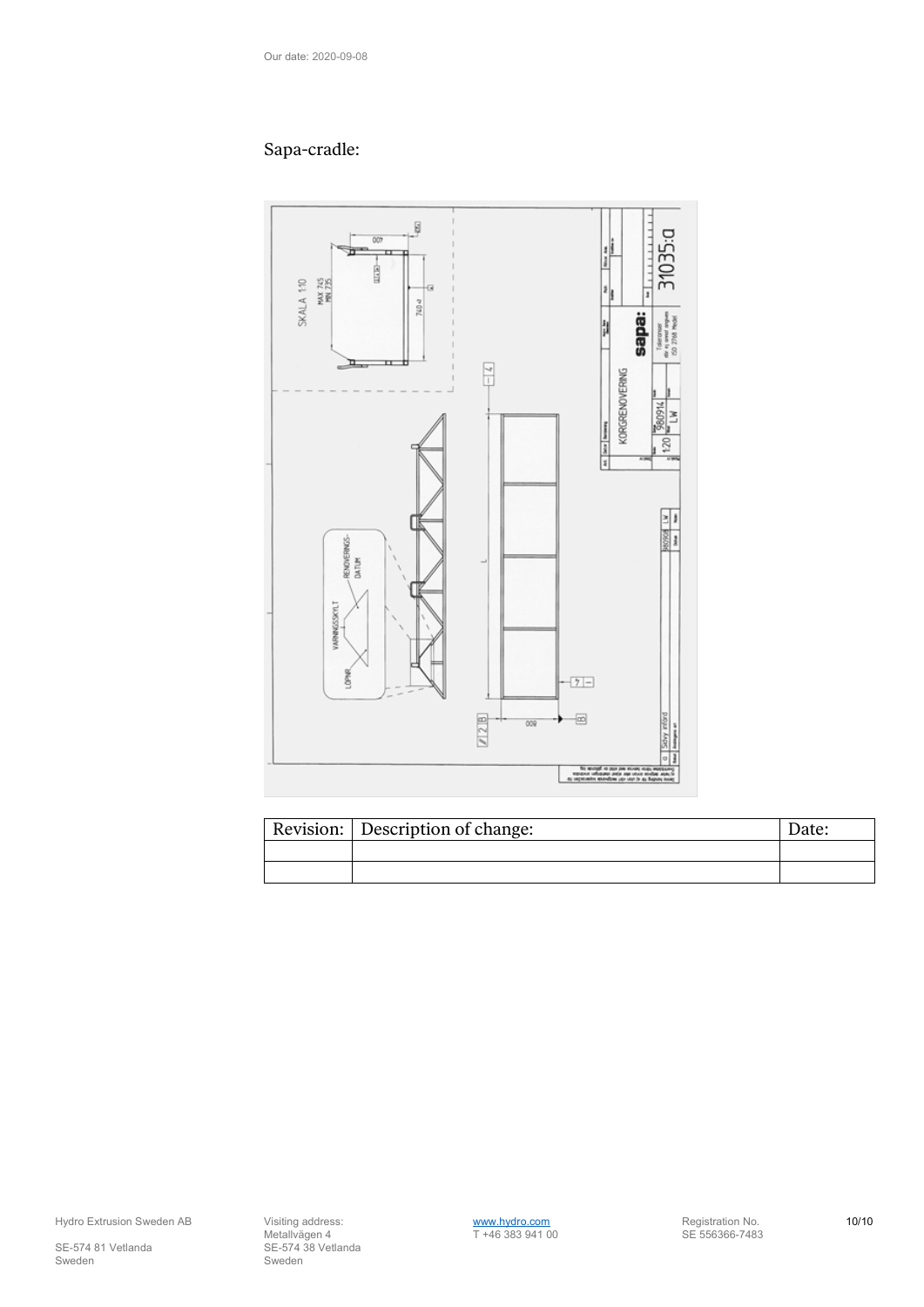Our date: 2020-09-08

## Sapa-cradle:

| Revision: | Description of change: | Date: |
|---|---|---|
| | | |
| | | |